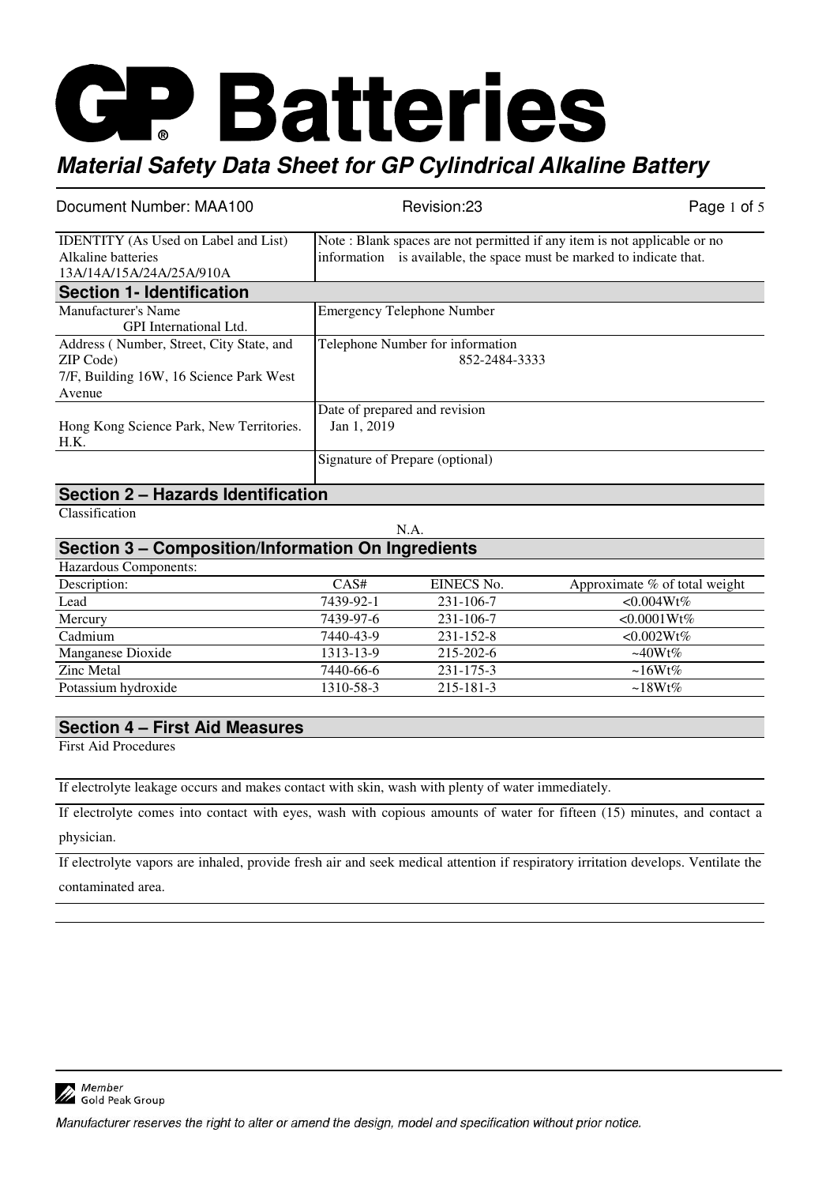# GP Batteries

## Material Safety Data Sheet for GP Cylindrical Alkaline Battery

| Document Number: MAA100 | Revision:23 | Page 1 of 5 |
|---|---|---|

| IDENTITY (As Used on Label and List) Alkaline batteries 13A/14A/15A/24A/25A/910A | Note : Blank spaces are not permitted if any item is not applicable or no information is available, the space must be marked to indicate that. |
|---|---|

## Section 1- Identification

| | |
|---|---|
| Manufacturer's Name<br>GPI International Ltd. | Emergency Telephone Number |
| Address ( Number, Street, City State, and ZIP Code)<br>7/F, Building 16W, 16 Science Park West Avenue | Telephone Number for information<br>852-2484-3333 |
| Hong Kong Science Park, New Territories. H.K. | Date of prepared and revision<br>Jan 1, 2019 |
| | Signature of Prepare (optional) |

## Section 2 – Hazards Identification

Classification

N.A.

## Section 3 – Composition/Information On Ingredients

Hazardous Components:

| Description: | CAS# | EINECS No. | Approximate % of total weight |
|---|---|---|---|
| Lead | 7439-92-1 | 231-106-7 | <0.004Wt% |
| Mercury | 7439-97-6 | 231-106-7 | <0.0001Wt% |
| Cadmium | 7440-43-9 | 231-152-8 | <0.002Wt% |
| Manganese Dioxide | 1313-13-9 | 215-202-6 | ~40Wt% |
| Zinc Metal | 7440-66-6 | 231-175-3 | ~16Wt% |
| Potassium hydroxide | 1310-58-3 | 215-181-3 | ~18Wt% |

## Section 4 – First Aid Measures

First Aid Procedures

If electrolyte leakage occurs and makes contact with skin, wash with plenty of water immediately.

If electrolyte comes into contact with eyes, wash with copious amounts of water for fifteen (15) minutes, and contact a physician.

If electrolyte vapors are inhaled, provide fresh air and seek medical attention if respiratory irritation develops. Ventilate the contaminated area.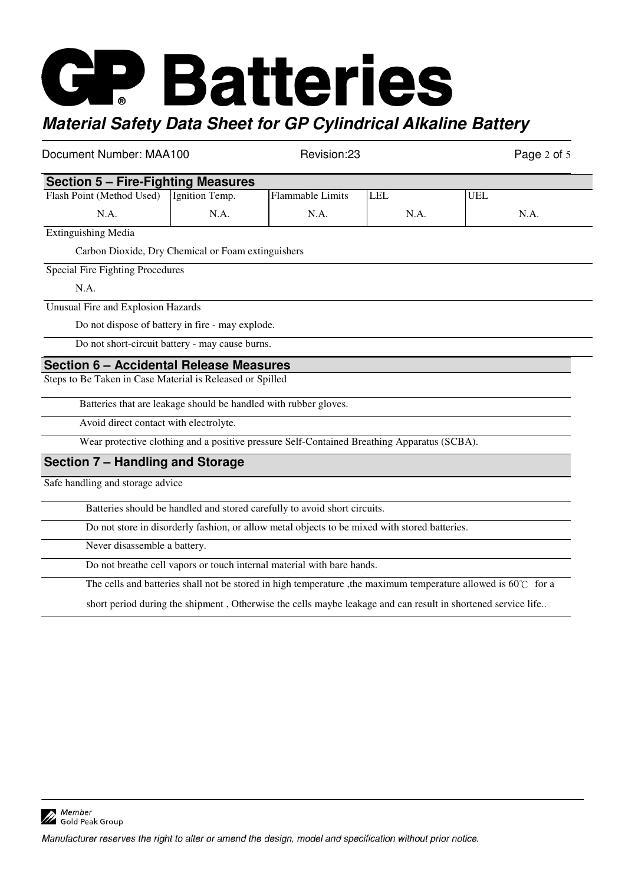## Section 5 – Fire-Fighting Measures

| Flash Point (Method Used) | Ignition Temp. | Flammable Limits | LEL | UEL |
|---|---|---|---|---|
| N.A. | N.A. | N.A. | N.A. | N.A. |

Extinguishing Media

Carbon Dioxide, Dry Chemical or Foam extinguishers

Special Fire Fighting Procedures

N.A.

Unusual Fire and Explosion Hazards

Do not dispose of battery in fire - may explode.

Do not short-circuit battery - may cause burns.

## Section 6 – Accidental Release Measures

Steps to Be Taken in Case Material is Released or Spilled

Batteries that are leakage should be handled with rubber gloves.

Avoid direct contact with electrolyte.

Wear protective clothing and a positive pressure Self-Contained Breathing Apparatus (SCBA).

## Section 7 – Handling and Storage

Safe handling and storage advice

Batteries should be handled and stored carefully to avoid short circuits.

Do not store in disorderly fashion, or allow metal objects to be mixed with stored batteries.

Never disassemble a battery.

Do not breathe cell vapors or touch internal material with bare hands.

The cells and batteries shall not be stored in high temperature ,the maximum temperature allowed is 60℃ for a short period during the shipment , Otherwise the cells maybe leakage and can result in shortened service life..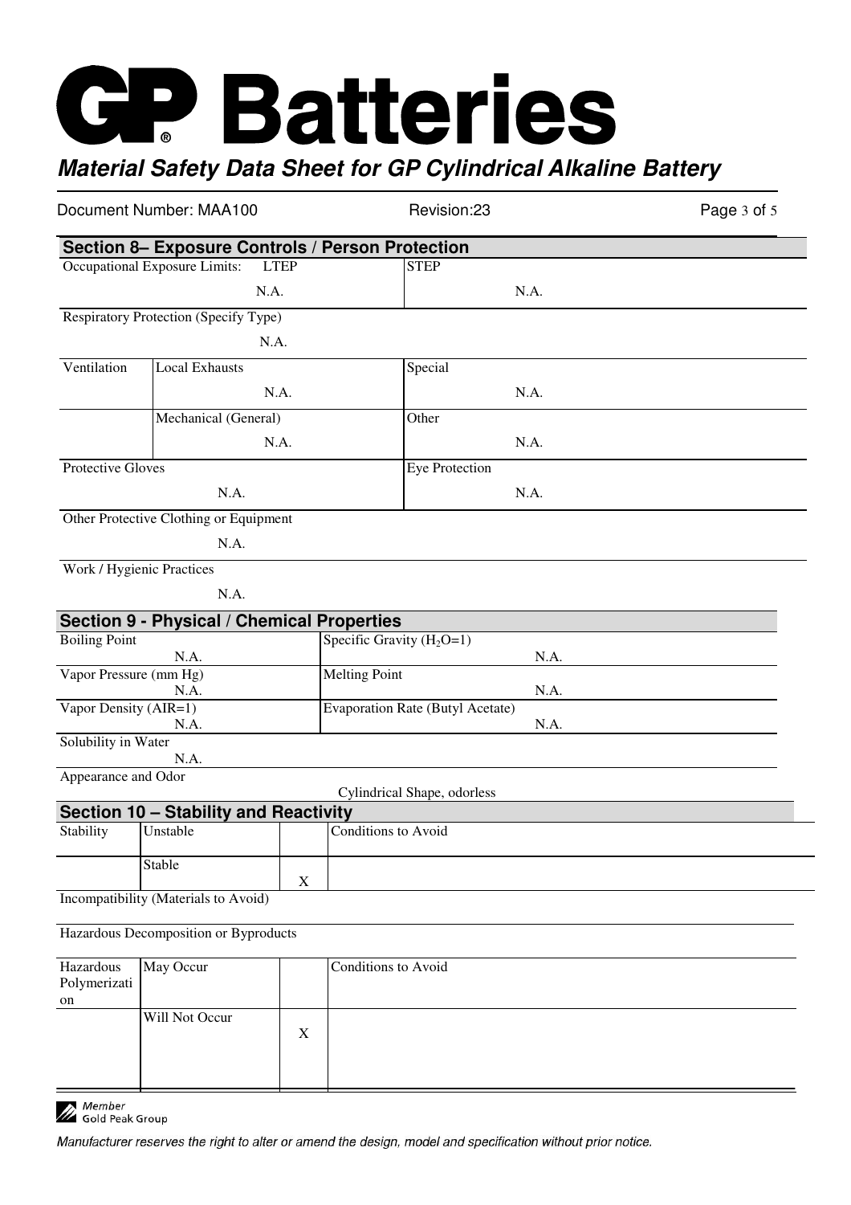# GP Batteries

## *Material Safety Data Sheet for GP Cylindrical Alkaline Battery*

Document Number: MAA100 Revision:23

## Section 8– Exposure Controls / Person Protection

| Occupational Exposure Limits: LTEP | STEP |
|---|---|
| N.A. | N.A. |

Respiratory Protection (Specify Type)

N.A.

| Ventilation | Local Exhausts | Special |
|---|---|---|
| | N.A. | N.A. |
| | Mechanical (General) | Other |
| | N.A. | N.A. |

| Protective Gloves | Eye Protection |
|---|---|
| N.A. | N.A. |

Other Protective Clothing or Equipment

N.A.

Work / Hygienic Practices

N.A.

## Section 9 - Physical / Chemical Properties

| Boiling Point | Specific Gravity ($H_2O$=1) |
|---|---|
| N.A. | N.A. |
| Vapor Pressure (mm Hg) | Melting Point |
| N.A. | N.A. |
| Vapor Density (AIR=1) | Evaporation Rate (Butyl Acetate) |
| N.A. | N.A. |

Solubility in Water

N.A.

Appearance and Odor

Cylindrical Shape, odorless

## Section 10 – Stability and Reactivity

| Stability | | | Conditions to Avoid |
|---|---|---|---|
| | Unstable | | |
| | Stable | X | |

Incompatibility (Materials to Avoid)

Hazardous Decomposition or Byproducts

| Hazardous Polymerization | | | Conditions to Avoid |
|---|---|---|---|
| | May Occur | | |
| | Will Not Occur | X | |

Member Gold Peak Group

*Manufacturer reserves the right to alter or amend the design, model and specification without prior notice.*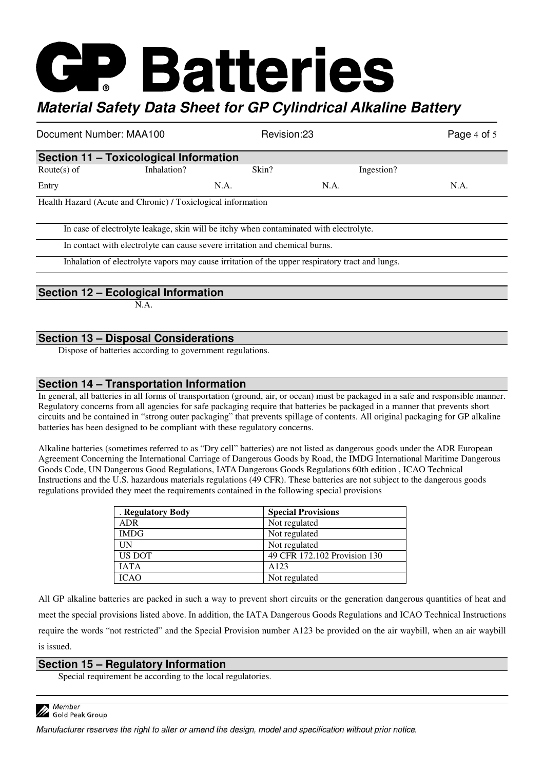## Section 11 – Toxicological Information

| Route(s) of Entry | Inhalation? | Skin? | Ingestion? |
|---|---|---|---|
| | N.A. | N.A. | N.A. |

Health Hazard (Acute and Chronic) / Toxiclogical information

In case of electrolyte leakage, skin will be itchy when contaminated with electrolyte.

In contact with electrolyte can cause severe irritation and chemical burns.

Inhalation of electrolyte vapors may cause irritation of the upper respiratory tract and lungs.

## Section 12 – Ecological Information

N.A.

## Section 13 – Disposal Considerations

Dispose of batteries according to government regulations.

## Section 14 – Transportation Information

In general, all batteries in all forms of transportation (ground, air, or ocean) must be packaged in a safe and responsible manner. Regulatory concerns from all agencies for safe packaging require that batteries be packaged in a manner that prevents short circuits and be contained in "strong outer packaging" that prevents spillage of contents. All original packaging for GP alkaline batteries has been designed to be compliant with these regulatory concerns.

Alkaline batteries (sometimes referred to as "Dry cell" batteries) are not listed as dangerous goods under the ADR European Agreement Concerning the International Carriage of Dangerous Goods by Road, the IMDG International Maritime Dangerous Goods Code, UN Dangerous Good Regulations, IATA Dangerous Goods Regulations 60th edition , ICAO Technical Instructions and the U.S. hazardous materials regulations (49 CFR). These batteries are not subject to the dangerous goods regulations provided they meet the requirements contained in the following special provisions

| . Regulatory Body | Special Provisions |
|---|---|
| ADR | Not regulated |
| IMDG | Not regulated |
| UN | Not regulated |
| US DOT | 49 CFR 172.102 Provision 130 |
| IATA | A123 |
| ICAO | Not regulated |

All GP alkaline batteries are packed in such a way to prevent short circuits or the generation dangerous quantities of heat and meet the special provisions listed above. In addition, the IATA Dangerous Goods Regulations and ICAO Technical Instructions require the words "not restricted" and the Special Provision number A123 be provided on the air waybill, when an air waybill is issued.

## Section 15 – Regulatory Information

Special requirement be according to the local regulatories.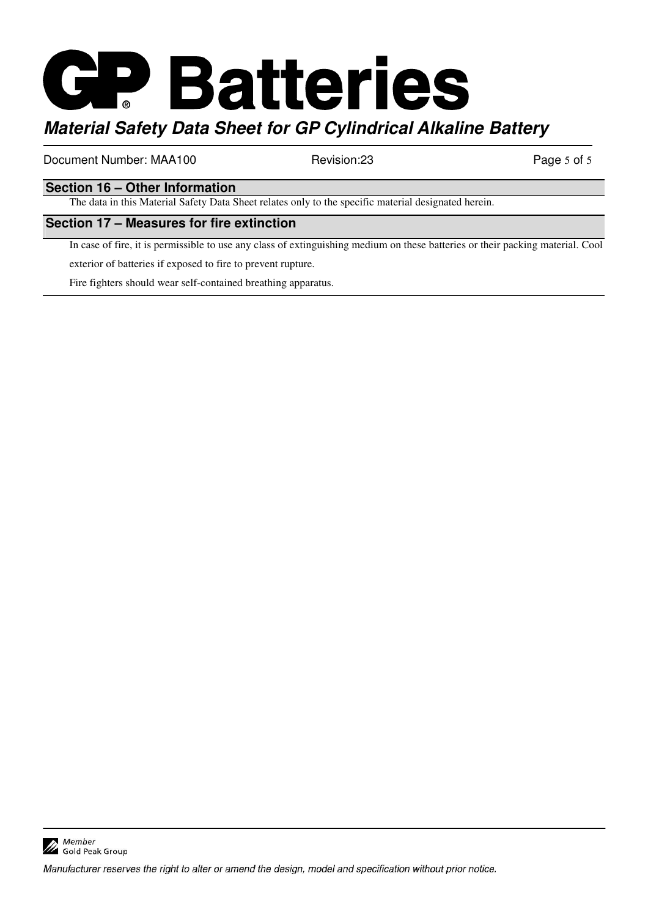## Section 16 – Other Information

The data in this Material Safety Data Sheet relates only to the specific material designated herein.

## Section 17 – Measures for fire extinction

In case of fire, it is permissible to use any class of extinguishing medium on these batteries or their packing material. Cool exterior of batteries if exposed to fire to prevent rupture.

Fire fighters should wear self-contained breathing apparatus.